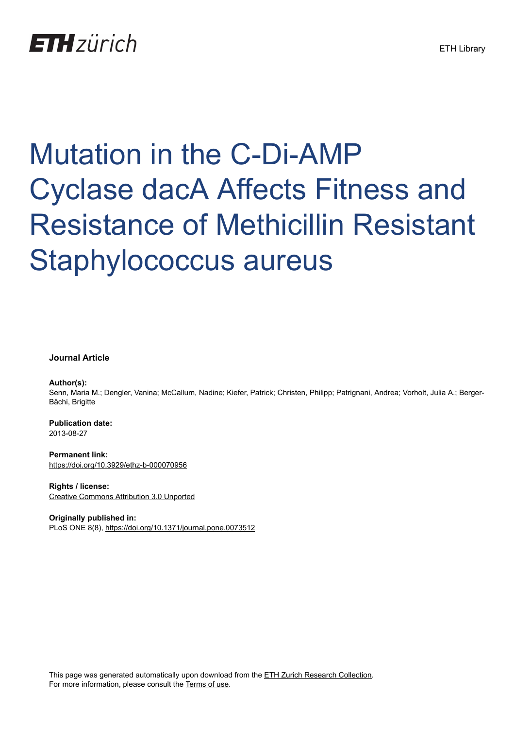ETH Library

# Mutation in the C-Di-AMP Cyclase dacA Affects Fitness and Resistance of Methicillin Resistant Staphylococcus aureus

**Journal Article**

**Author(s):**
Senn, Maria M.; Dengler, Vanina; McCallum, Nadine; Kiefer, Patrick; Christen, Philipp; Patrignani, Andrea; Vorholt, Julia A.; Berger-Bächi, Brigitte

**Publication date:**
2013-08-27

**Permanent link:**
https://doi.org/10.3929/ethz-b-000070956

**Rights / license:**
Creative Commons Attribution 3.0 Unported

**Originally published in:**
PLoS ONE 8(8), https://doi.org/10.1371/journal.pone.0073512

This page was generated automatically upon download from the ETH Zurich Research Collection.
For more information, please consult the Terms of use.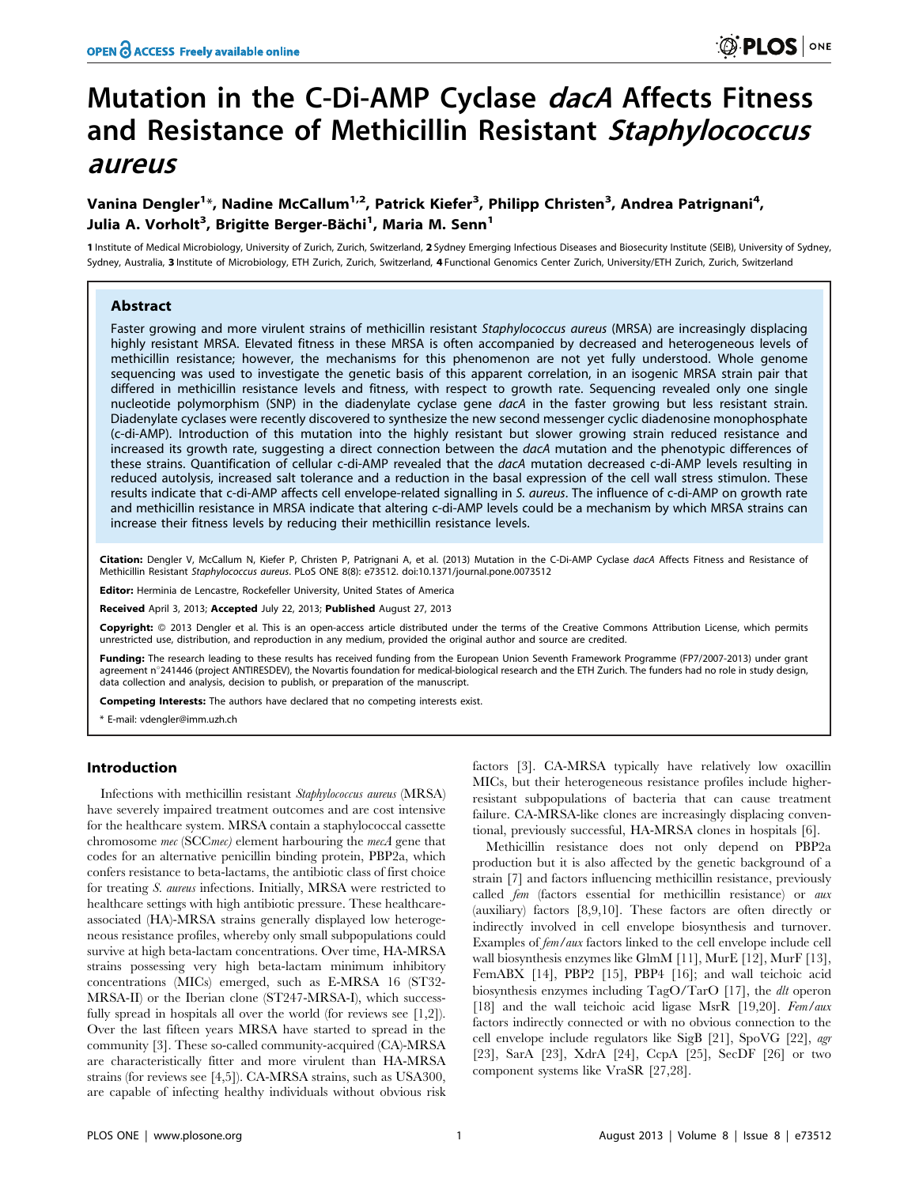# Mutation in the C-Di-AMP Cyclase *dacA* Affects Fitness and Resistance of Methicillin Resistant *Staphylococcus aureus*

**Vanina Dengler[1]*, Nadine McCallum[1,2], Patrick Kiefer[3], Philipp Christen[3], Andrea Patrignani[4], Julia A. Vorholt[3], Brigitte Berger-Bächi[1], Maria M. Senn[1]**

1 Institute of Medical Microbiology, University of Zurich, Zurich, Switzerland, 2 Sydney Emerging Infectious Diseases and Biosecurity Institute (SEIB), University of Sydney, Sydney, Australia, 3 Institute of Microbiology, ETH Zurich, Zurich, Switzerland, 4 Functional Genomics Center Zurich, University/ETH Zurich, Zurich, Switzerland

## Abstract

Faster growing and more virulent strains of methicillin resistant *Staphylococcus aureus* (MRSA) are increasingly displacing highly resistant MRSA. Elevated fitness in these MRSA is often accompanied by decreased and heterogeneous levels of methicillin resistance; however, the mechanisms for this phenomenon are not yet fully understood. Whole genome sequencing was used to investigate the genetic basis of this apparent correlation, in an isogenic MRSA strain pair that differed in methicillin resistance levels and fitness, with respect to growth rate. Sequencing revealed only one single nucleotide polymorphism (SNP) in the diadenylate cyclase gene *dacA* in the faster growing but less resistant strain. Diadenylate cyclases were recently discovered to synthesize the new second messenger cyclic diadenosine monophosphate (c-di-AMP). Introduction of this mutation into the highly resistant but slower growing strain reduced resistance and increased its growth rate, suggesting a direct connection between the *dacA* mutation and the phenotypic differences of these strains. Quantification of cellular c-di-AMP revealed that the *dacA* mutation decreased c-di-AMP levels resulting in reduced autolysis, increased salt tolerance and a reduction in the basal expression of the cell wall stress stimulon. These results indicate that c-di-AMP affects cell envelope-related signalling in *S. aureus*. The influence of c-di-AMP on growth rate and methicillin resistance in MRSA indicate that altering c-di-AMP levels could be a mechanism by which MRSA strains can increase their fitness levels by reducing their methicillin resistance levels.

**Citation:** Dengler V, McCallum N, Kiefer P, Christen P, Patrignani A, et al. (2013) Mutation in the C-Di-AMP Cyclase *dacA* Affects Fitness and Resistance of Methicillin Resistant *Staphylococcus aureus*. PLoS ONE 8(8): e73512. doi:10.1371/journal.pone.0073512

**Editor:** Herminia de Lencastre, Rockefeller University, United States of America

**Received** April 3, 2013; **Accepted** July 22, 2013; **Published** August 27, 2013

**Copyright:** © 2013 Dengler et al. This is an open-access article distributed under the terms of the Creative Commons Attribution License, which permits unrestricted use, distribution, and reproduction in any medium, provided the original author and source are credited.

**Funding:** The research leading to these results has received funding from the European Union Seventh Framework Programme (FP7/2007-2013) under grant agreement n°241446 (project ANTIRESDEV), the Novartis foundation for medical-biological research and the ETH Zurich. The funders had no role in study design, data collection and analysis, decision to publish, or preparation of the manuscript.

**Competing Interests:** The authors have declared that no competing interests exist.

* E-mail: vdengler@imm.uzh.ch

## Introduction

Infections with methicillin resistant *Staphylococcus aureus* (MRSA) have severely impaired treatment outcomes and are cost intensive for the healthcare system. MRSA contain a staphylococcal cassette chromosome *mec* (SCC*mec*) element harbouring the *mecA* gene that codes for an alternative penicillin binding protein, PBP2a, which confers resistance to beta-lactams, the antibiotic class of first choice for treating *S. aureus* infections. Initially, MRSA were restricted to healthcare settings with high antibiotic pressure. These healthcare-associated (HA)-MRSA strains generally displayed low heterogeneous resistance profiles, whereby only small subpopulations could survive at high beta-lactam concentrations. Over time, HA-MRSA strains possessing very high beta-lactam minimum inhibitory concentrations (MICs) emerged, such as E-MRSA 16 (ST32-MRSA-II) or the Iberian clone (ST247-MRSA-I), which successfully spread in hospitals all over the world (for reviews see [1,2]). Over the last fifteen years MRSA have started to spread in the community [3]. These so-called community-acquired (CA)-MRSA are characteristically fitter and more virulent than HA-MRSA strains (for reviews see [4,5]). CA-MRSA strains, such as USA300, are capable of infecting healthy individuals without obvious risk factors [3]. CA-MRSA typically have relatively low oxacillin MICs, but their heterogeneous resistance profiles include higher-resistant subpopulations of bacteria that can cause treatment failure. CA-MRSA-like clones are increasingly displacing conventional, previously successful, HA-MRSA clones in hospitals [6].

Methicillin resistance does not only depend on PBP2a production but it is also affected by the genetic background of a strain [7] and factors influencing methicillin resistance, previously called *fem* (factors essential for methicillin resistance) or *aux* (auxiliary) factors [8,9,10]. These factors are often directly or indirectly involved in cell envelope biosynthesis and turnover. Examples of *fem/aux* factors linked to the cell envelope include cell wall biosynthesis enzymes like GlmM [11], MurE [12], MurF [13], FemABX [14], PBP2 [15], PBP4 [16]; and wall teichoic acid biosynthesis enzymes including TagO/TarO [17], the *dlt* operon [18] and the wall teichoic acid ligase MsrR [19,20]. *Fem/aux* factors indirectly connected or with no obvious connection to the cell envelope include regulators like SigB [21], SpoVG [22], *agr* [23], SarA [23], XdrA [24], CcpA [25], SecDF [26] or two component systems like VraSR [27,28].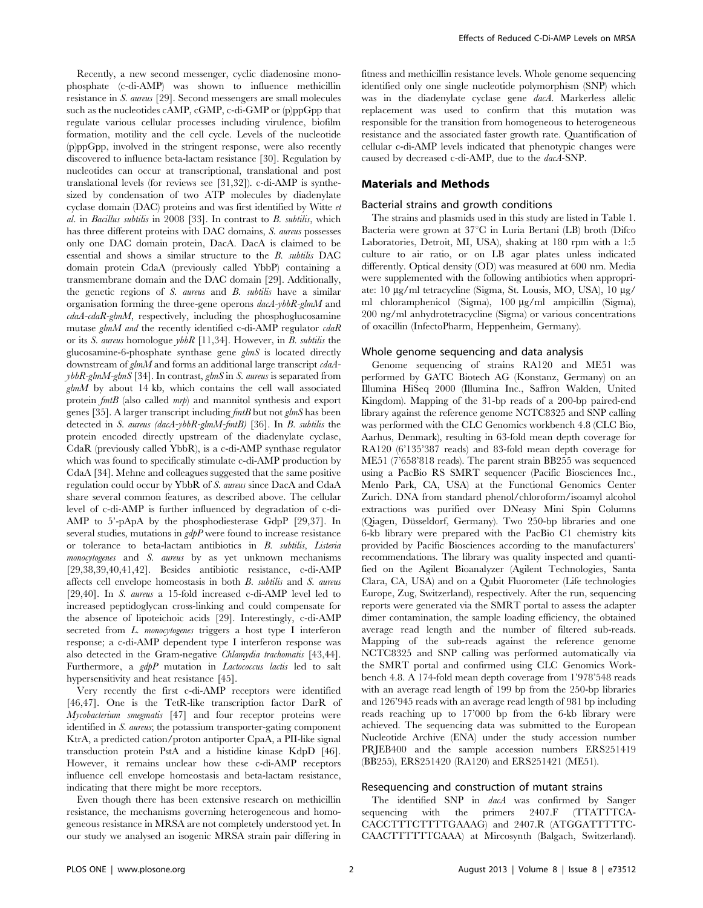Recently, a new second messenger, cyclic diadenosine monophosphate (c-di-AMP) was shown to influence methicillin resistance in *S. aureus* [29]. Second messengers are small molecules such as the nucleotides cAMP, cGMP, c-di-GMP or (p)ppGpp that regulate various cellular processes including virulence, biofilm formation, motility and the cell cycle. Levels of the nucleotide (p)ppGpp, involved in the stringent response, were also recently discovered to influence beta-lactam resistance [30]. Regulation by nucleotides can occur at transcriptional, translational and post translational levels (for reviews see [31,32]). c-di-AMP is synthesized by condensation of two ATP molecules by diadenylate cyclase domain (DAC) proteins and was first identified by Witte *et al.* in *Bacillus subtilis* in 2008 [33]. In contrast to *B. subtilis*, which has three different proteins with DAC domains, *S. aureus* possesses only one DAC domain protein, DacA. DacA is claimed to be essential and shows a similar structure to the *B. subtilis* DAC domain protein CdaA (previously called YbbP) containing a transmembrane domain and the DAC domain [29]. Additionally, the genetic regions of *S. aureus* and *B. subtilis* have a similar organisation forming the three-gene operons *dacA-ybbR-glmM* and *cdaA-cdaR-glmM*, respectively, including the phosphoglucosamine mutase *glmM and* the recently identified c-di-AMP regulator *cdaR* or its *S. aureus* homologue *ybbR* [11,34]. However, in *B. subtilis* the glucosamine-6-phosphate synthase gene *glmS* is located directly downstream of *glmM* and forms an additional large transcript *cdaA-ybbR-glmM-glmS* [34]. In contrast, *glmS* in *S. aureus* is separated from *glmM* by about 14 kb, which contains the cell wall associated protein *fmtB* (also called *mrp*) and mannitol synthesis and export genes [35]. A larger transcript including *fmtB* but not *glmS* has been detected in *S. aureus (dacA-ybbR-glmM-fmtB)* [36]. In *B. subtilis* the protein encoded directly upstream of the diadenylate cyclase, CdaR (previously called YbbR), is a c-di-AMP synthase regulator which was found to specifically stimulate c-di-AMP production by CdaA [34]. Mehne and colleagues suggested that the same positive regulation could occur by YbbR of *S. aureus* since DacA and CdaA share several common features, as described above. The cellular level of c-di-AMP is further influenced by degradation of c-di-AMP to 5'-pApA by the phosphodiesterase GdpP [29,37]. In several studies, mutations in *gdpP* were found to increase resistance or tolerance to beta-lactam antibiotics in *B. subtilis*, *Listeria monocytogenes* and *S. aureus* by as yet unknown mechanisms [29,38,39,40,41,42]. Besides antibiotic resistance, c-di-AMP affects cell envelope homeostasis in both *B. subtilis* and *S. aureus* [29,40]. In *S. aureus* a 15-fold increased c-di-AMP level led to increased peptidoglycan cross-linking and could compensate for the absence of lipoteichoic acids [29]. Interestingly, c-di-AMP secreted from *L. monocytogenes* triggers a host type I interferon response; a c-di-AMP dependent type I interferon response was also detected in the Gram-negative *Chlamydia trachomatis* [43,44]. Furthermore, a *gdpP* mutation in *Lactococcus lactis* led to salt hypersensitivity and heat resistance [45].

Very recently the first c-di-AMP receptors were identified [46,47]. One is the TetR-like transcription factor DarR of *Mycobacterium smegmatis* [47] and four receptor proteins were identified in *S. aureus*; the potassium transporter-gating component KtrA, a predicted cation/proton antiporter CpaA, a PII-like signal transduction protein PstA and a histidine kinase KdpD [46]. However, it remains unclear how these c-di-AMP receptors influence cell envelope homeostasis and beta-lactam resistance, indicating that there might be more receptors.

Even though there has been extensive research on methicillin resistance, the mechanisms governing heterogeneous and homogeneous resistance in MRSA are not completely understood yet. In our study we analysed an isogenic MRSA strain pair differing in fitness and methicillin resistance levels. Whole genome sequencing identified only one single nucleotide polymorphism (SNP) which was in the diadenylate cyclase gene *dacA*. Markerless allelic replacement was used to confirm that this mutation was responsible for the transition from homogeneous to heterogeneous resistance and the associated faster growth rate. Quantification of cellular c-di-AMP levels indicated that phenotypic changes were caused by decreased c-di-AMP, due to the *dacA*-SNP.

## Materials and Methods

### Bacterial strains and growth conditions

The strains and plasmids used in this study are listed in Table 1. Bacteria were grown at 37°C in Luria Bertani (LB) broth (Difco Laboratories, Detroit, MI, USA), shaking at 180 rpm with a 1:5 culture to air ratio, or on LB agar plates unless indicated differently. Optical density (OD) was measured at 600 nm. Media were supplemented with the following antibiotics when appropriate: 10 µg/ml tetracycline (Sigma, St. Lousis, MO, USA), 10 µg/ml chloramphenicol (Sigma), 100 µg/ml ampicillin (Sigma), 200 ng/ml anhydrotetracycline (Sigma) or various concentrations of oxacillin (InfectoPharm, Heppenheim, Germany).

### Whole genome sequencing and data analysis

Genome sequencing of strains RA120 and ME51 was performed by GATC Biotech AG (Konstanz, Germany) on an Illumina HiSeq 2000 (Illumina Inc., Saffron Walden, United Kingdom). Mapping of the 31-bp reads of a 200-bp paired-end library against the reference genome NCTC8325 and SNP calling was performed with the CLC Genomics workbench 4.8 (CLC Bio, Aarhus, Denmark), resulting in 63-fold mean depth coverage for RA120 (6'135'387 reads) and 83-fold mean depth coverage for ME51 (7'658'818 reads). The parent strain BB255 was sequenced using a PacBio RS SMRT sequencer (Pacific Biosciences Inc., Menlo Park, CA, USA) at the Functional Genomics Center Zurich. DNA from standard phenol/chloroform/isoamyl alcohol extractions was purified over DNeasy Mini Spin Columns (Qiagen, Düsseldorf, Germany). Two 250-bp libraries and one 6-kb library were prepared with the PacBio C1 chemistry kits provided by Pacific Biosciences according to the manufacturers' recommendations. The library was quality inspected and quantified on the Agilent Bioanalyzer (Agilent Technologies, Santa Clara, CA, USA) and on a Qubit Fluorometer (Life technologies Europe, Zug, Switzerland), respectively. After the run, sequencing reports were generated via the SMRT portal to assess the adapter dimer contamination, the sample loading efficiency, the obtained average read length and the number of filtered sub-reads. Mapping of the sub-reads against the reference genome NCTC8325 and SNP calling was performed automatically via the SMRT portal and confirmed using CLC Genomics Workbench 4.8. A 174-fold mean depth coverage from 1'978'548 reads with an average read length of 199 bp from the 250-bp libraries and 126'945 reads with an average read length of 981 bp including reads reaching up to 17'000 bp from the 6-kb library were achieved. The sequencing data was submitted to the European Nucleotide Archive (ENA) under the study accession number PRJEB400 and the sample accession numbers ERS251419 (BB255), ERS251420 (RA120) and ERS251421 (ME51).

### Resequencing and construction of mutant strains

The identified SNP in *dacA* was confirmed by Sanger sequencing with the primers 2407.F (TTATTTCACACCTTTCTTTTGAAAG) and 2407.R (ATGGATTTTTCCAACTTTTTTCAAA) at Mircosynth (Balgach, Switzerland).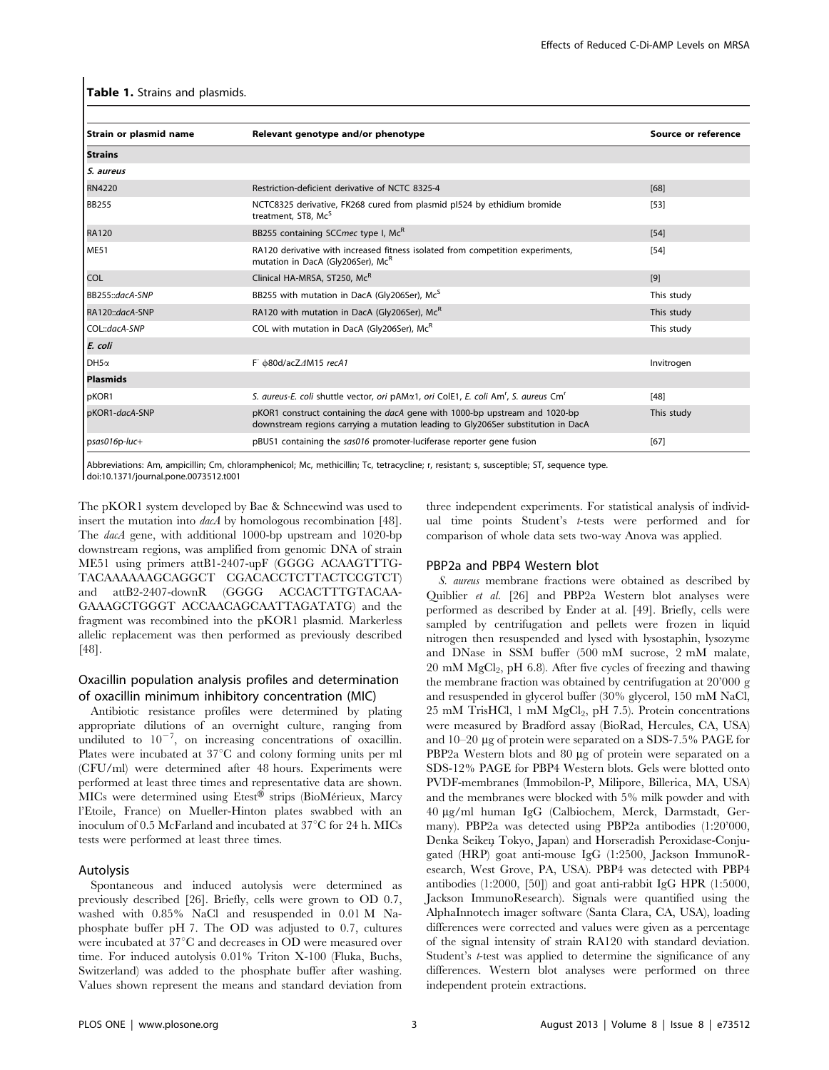**Table 1.** Strains and plasmids.

| Strain or plasmid name | Relevant genotype and/or phenotype | Source or reference |
| --- | --- | --- |
| **Strains** | | |
| *S. aureus* | | |
| RN4220 | Restriction-deficient derivative of NCTC 8325-4 | [68] |
| BB255 | NCTC8325 derivative, FK268 cured from plasmid pI524 by ethidium bromide treatment, ST8, Mc[S] | [53] |
| RA120 | BB255 containing SCC*mec* type I, Mc[R] | [54] |
| ME51 | RA120 derivative with increased fitness isolated from competition experiments, mutation in DacA (Gly206Ser), Mc[R] | [54] |
| COL | Clinical HA-MRSA, ST250, Mc[R] | [9] |
| *BB255::dacA-SNP* | BB255 with mutation in DacA (Gly206Ser), Mc[S] | This study |
| *RA120::dacA-SNP* | RA120 with mutation in DacA (Gly206Ser), Mc[R] | This study |
| *COL::dacA-SNP* | COL with mutation in DacA (Gly206Ser), Mc[R] | This study |
| *E. coli* | | |
| DH5α | F[-] ϕ80d/acZΔM15 *recA1* | Invitrogen |
| **Plasmids** | | |
| pKOR1 | *S. aureus-E. coli* shuttle vector, *ori* pAMα1, *ori* ColE1, *E. coli* Am[r], *S. aureus* Cm[r] | [48] |
| pKOR1-*dacA*-SNP | pKOR1 construct containing the *dacA* gene with 1000-bp upstream and 1020-bp downstream regions carrying a mutation leading to Gly206Ser substitution in DacA | This study |
| p*sas016p-luc+* | pBUS1 containing the *sas016* promoter-luciferase reporter gene fusion | [67] |

Abbreviations: Am, ampicillin; Cm, chloramphenicol; Mc, methicillin; Tc, tetracycline; r, resistant; s, susceptible; ST, sequence type.
doi:10.1371/journal.pone.0073512.t001

The pKOR1 system developed by Bae & Schneewind was used to insert the mutation into *dacA* by homologous recombination [48]. The *dacA* gene, with additional 1000-bp upstream and 1020-bp downstream regions, was amplified from genomic DNA of strain ME51 using primers attB1-2407-upF (GGGG ACAAGTTTG-TACAAAAAAGCAGGCT CGACACCTCTTACTCCGTCT) and attB2-2407-downR (GGGG ACCACTTTGTACAA-GAAAGCTGGGT ACCAACAGCAATTAGATATG) and the fragment was recombined into the pKOR1 plasmid. Markerless allelic replacement was then performed as previously described [48].

## Oxacillin population analysis profiles and determination of oxacillin minimum inhibitory concentration (MIC)

Antibiotic resistance profiles were determined by plating appropriate dilutions of an overnight culture, ranging from undiluted to $10^{-7}$, on increasing concentrations of oxacillin. Plates were incubated at 37°C and colony forming units per ml (CFU/ml) were determined after 48 hours. Experiments were performed at least three times and representative data are shown. MICs were determined using Etest® strips (BioMérieux, Marcy l'Etoile, France) on Mueller-Hinton plates swabbed with an inoculum of 0.5 McFarland and incubated at 37°C for 24 h. MICs tests were performed at least three times.

## Autolysis

Spontaneous and induced autolysis were determined as previously described [26]. Briefly, cells were grown to OD 0.7, washed with 0.85% NaCl and resuspended in 0.01 M Na-phosphate buffer pH 7. The OD was adjusted to 0.7, cultures were incubated at 37°C and decreases in OD were measured over time. For induced autolysis 0.01% Triton X-100 (Fluka, Buchs, Switzerland) was added to the phosphate buffer after washing. Values shown represent the means and standard deviation from three independent experiments. For statistical analysis of individual time points Student's *t*-tests were performed and for comparison of whole data sets two-way Anova was applied.

## PBP2a and PBP4 Western blot

*S. aureus* membrane fractions were obtained as described by Quiblier *et al.* [26] and PBP2a Western blot analyses were performed as described by Ender at al. [49]. Briefly, cells were sampled by centrifugation and pellets were frozen in liquid nitrogen then resuspended and lysed with lysostaphin, lysozyme and DNase in SSM buffer (500 mM sucrose, 2 mM malate, 20 mM $MgCl_2$, pH 6.8). After five cycles of freezing and thawing the membrane fraction was obtained by centrifugation at 20'000 g and resuspended in glycerol buffer (30% glycerol, 150 mM NaCl, 25 mM TrisHCl, 1 mM $MgCl_2$, pH 7.5). Protein concentrations were measured by Bradford assay (BioRad, Hercules, CA, USA) and 10–20 µg of protein were separated on a SDS-7.5% PAGE for PBP2a Western blots and 80 µg of protein were separated on a SDS-12% PAGE for PBP4 Western blots. Gels were blotted onto PVDF-membranes (Immobilon-P, Milipore, Billerica, MA, USA) and the membranes were blocked with 5% milk powder and with 40 µg/ml human IgG (Calbiochem, Merck, Darmstadt, Germany). PBP2a was detected using PBP2a antibodies (1:20'000, Denka Seiken, Tokyo, Japan) and Horseradish Peroxidase-Conjugated (HRP) goat anti-mouse IgG (1:2500, Jackson ImmunoResearch, West Grove, PA, USA). PBP4 was detected with PBP4 antibodies (1:2000, [50]) and goat anti-rabbit IgG HPR (1:5000, Jackson ImmunoResearch). Signals were quantified using the AlphaInnotech imager software (Santa Clara, CA, USA), loading differences were corrected and values were given as a percentage of the signal intensity of strain RA120 with standard deviation. Student's *t*-test was applied to determine the significance of any differences. Western blot analyses were performed on three independent protein extractions.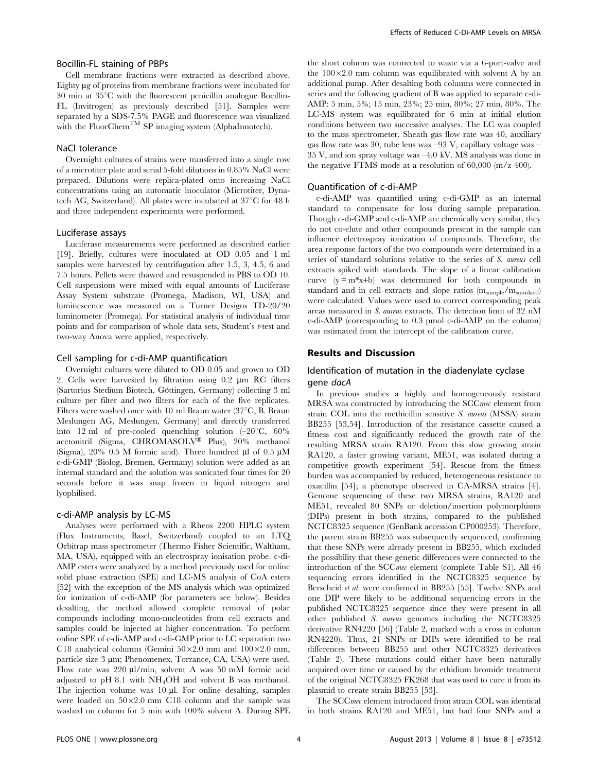### Bocillin-FL staining of PBPs

Cell membrane fractions were extracted as described above. Eighty µg of proteins from membrane fractions were incubated for 30 min at 35°C with the fluorescent penicillin analogue Bocillin-FL (Invitrogen) as previously described [51]. Samples were separated by a SDS-7.5% PAGE and fluorescence was visualized with the FluorChem™ SP imaging system (AlphaInnotech).

### NaCl tolerance

Overnight cultures of strains were transferred into a single row of a microtiter plate and serial 5-fold dilutions in 0.85% NaCl were prepared. Dilutions were replica-plated onto increasing NaCl concentrations using an automatic inoculator (Microtiter, Dynatech AG, Switzerland). All plates were incubated at 37°C for 48 h and three independent experiments were performed.

### Luciferase assays

Luciferase measurements were performed as described earlier [19]. Briefly, cultures were inoculated at OD 0.05 and 1 ml samples were harvested by centrifugation after 1.5, 3, 4.5, 6 and 7.5 hours. Pellets were thawed and resuspended in PBS to OD 10. Cell suspensions were mixed with equal amounts of Luciferase Assay System substrate (Promega, Madison, WI, USA) and luminescence was measured on a Turner Designs TD-20/20 luminometer (Promega). For statistical analysis of individual time points and for comparison of whole data sets, Student's *t*-test and two-way Anova were applied, respectively.

### Cell sampling for c-di-AMP quantification

Overnight cultures were diluted to OD 0.05 and grown to OD 2. Cells were harvested by filtration using 0.2 µm RC filters (Sartorius Stedium Biotech, Göttingen, Germany) collecting 3 ml culture per filter and two filters for each of the five replicates. Filters were washed once with 10 ml Braun water (37°C, B. Braun Meslungen AG, Meslungen, Germany) and directly transferred into 12 ml of pre-cooled quenching solution (–20°C, 60% acetonitril (Sigma, CHROMASOLV® Plus), 20% methanol (Sigma), 20% 0.5 M formic acid). Three hundred µl of 0.5 µM c-di-GMP (Biolog, Bremen, Germany) solution were added as an internal standard and the solution was sonicated four times for 20 seconds before it was snap frozen in liquid nitrogen and lyophilised.

### c-di-AMP analysis by LC-MS

Analyses were performed with a Rheos 2200 HPLC system (Flux Instruments, Basel, Switzerland) coupled to an LTQ Orbitrap mass spectrometer (Thermo Fisher Scientific, Waltham, MA, USA), equipped with an electrospray ionisation probe. c-di-AMP esters were analyzed by a method previously used for online solid phase extraction (SPE) and LC-MS analysis of CoA esters [52] with the exception of the MS analysis which was optimized for ionization of c-di-AMP (for parameters see below). Besides desalting, the method allowed complete removal of polar compounds including mono-nucleotides from cell extracts and samples could be injected at higher concentration. To perform online SPE of c-di-AMP and c-di-GMP prior to LC separation two C18 analytical columns (Gemini 50×2.0 mm and 100×2.0 mm, particle size 3 µm; Phenomenex, Torrance, CA, USA) were used. Flow rate was 220 µl/min, solvent A was 50 mM formic acid adjusted to pH 8.1 with $NH_4OH$ and solvent B was methanol. The injection volume was 10 µl. For online desalting, samples were loaded on 50×2.0 mm C18 column and the sample was washed on column for 5 min with 100% solvent A. During SPE the short column was connected to waste via a 6-port-valve and the 100×2.0 mm column was equilibrated with solvent A by an additional pump. After desalting both columns were connected in series and the following gradient of B was applied to separate c-di-AMP: 5 min, 5%; 15 min, 23%; 25 min, 80%; 27 min, 80%. The LC-MS system was equilibrated for 6 min at initial elution conditions between two successive analyses. The LC was coupled to the mass spectrometer. Sheath gas flow rate was 40, auxiliary gas flow rate was 30, tube lens was –93 V, capillary voltage was –35 V, and ion spray voltage was –4.0 kV. MS analysis was done in the negative FTMS mode at a resolution of 60,000 (m/z 400).

### Quantification of c-di-AMP

c-di-AMP was quantified using c-di-GMP as an internal standard to compensate for loss during sample preparation. Though c-di-GMP and c-di-AMP are chemically very similar, they do not co-elute and other compounds present in the sample can influence electrospray ionization of compounds. Therefore, the area response factors of the two compounds were determined in a series of standard solutions relative to the series of *S. aureus* cell extracts spiked with standards. The slope of a linear calibration curve ($y = m*x+b$) was determined for both compounds in standard and in cell extracts and slope ratios ($m_{sample}/m_{standard}$) were calculated. Values were used to correct corresponding peak areas measured in *S. aureus* extracts. The detection limit of 32 nM c-di-AMP (corresponding to 0.3 pmol c-di-AMP on the column) was estimated from the intercept of the calibration curve.

## Results and Discussion

### Identification of mutation in the diadenylate cyclase gene *dacA*

In previous studies a highly and homogeneously resistant MRSA was constructed by introducing the SCC*mec* element from strain COL into the methicillin sensitive *S. aureus* (MSSA) strain BB255 [53,54]. Introduction of the resistance cassette caused a fitness cost and significantly reduced the growth rate of the resulting MRSA strain RA120. From this slow growing strain RA120, a faster growing variant, ME51, was isolated during a competitive growth experiment [54]. Rescue from the fitness burden was accompanied by reduced, heterogeneous resistance to oxacillin [54]; a phenotype observed in CA-MRSA strains [4]. Genome sequencing of these two MRSA strains, RA120 and ME51, revealed 80 SNPs or deletion/insertion polymorphisms (DIPs) present in both strains, compared to the published NCTC8325 sequence (GenBank accession CP000253). Therefore, the parent strain BB255 was subsequently sequenced, confirming that these SNPs were already present in BB255, which excluded the possibility that these genetic differences were connected to the introduction of the SCC*mec* element (complete Table S1). All 46 sequencing errors identified in the NCTC8325 sequence by Berscheid *et al.* were confirmed in BB255 [55]. Twelve SNPs and one DIP were likely to be additional sequencing errors in the published NCTC8325 sequence since they were present in all other published *S. aureus* genomes including the NCTC8325 derivative RN4220 [56] (Table 2, marked with a cross in column RN4220). Thus, 21 SNPs or DIPs were identified to be real differences between BB255 and other NCTC8325 derivatives (Table 2). These mutations could either have been naturally acquired over time or caused by the ethidium bromide treatment of the original NCTC8325 FK268 that was used to cure it from its plasmid to create strain BB255 [53].

The SCC*mec* element introduced from strain COL was identical in both strains RA120 and ME51, but had four SNPs and a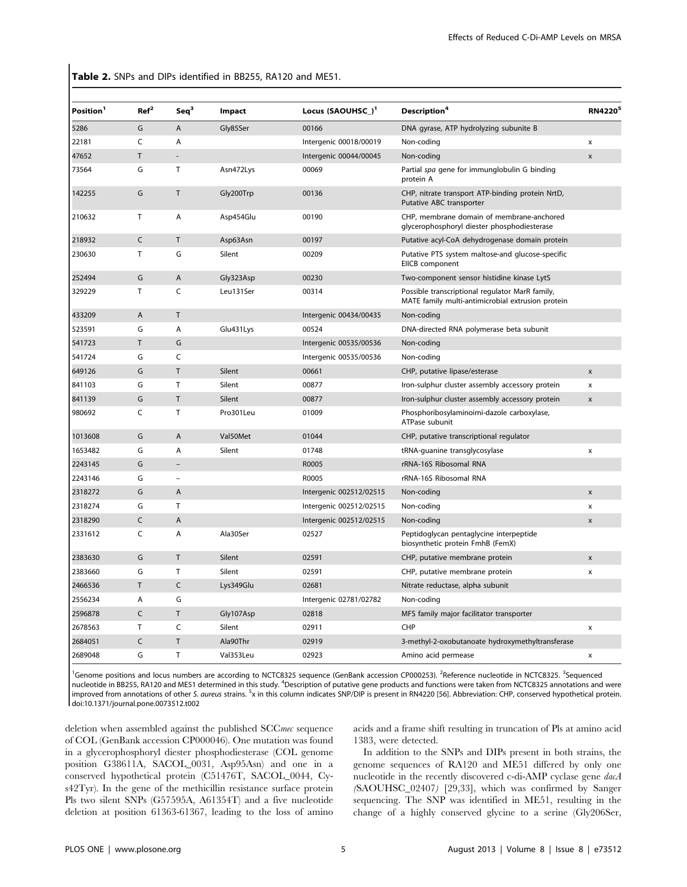**Table 2.** SNPs and DIPs identified in BB255, RA120 and ME51.

| Position[1] | Ref[2] | Seq[3] | Impact | Locus (SAOUHSC_)[1] | Description[4] | RN4220[5] |
|---|---|---|---|---|---|---|
| 5286 | G | A | Gly85Ser | 00166 | DNA gyrase, ATP hydrolyzing subunit B | |
| 22181 | C | A | | Intergenic 00018/00019 | Non-coding | x |
| 47652 | T | - | | Intergenic 00044/00045 | Non-coding | x |
| 73564 | G | T | Asn472Lys | 00069 | Partial *spa* gene for immunglobulin G binding protein A | |
| 142255 | G | T | Gly200Trp | 00136 | CHP, nitrate transport ATP-binding protein NrtD, Putative ABC transporter | |
| 210632 | T | A | Asp454Glu | 00190 | CHP, membrane domain of membrane-anchored glycerophosphoryl diester phosphodiesterase | |
| 218932 | C | T | Asp63Asn | 00197 | Putative acyl-CoA dehydrogenase domain protein | |
| 230630 | T | G | Silent | 00209 | Putative PTS system maltose-and glucose-specific EIICB component | |
| 252494 | G | A | Gly323Asp | 00230 | Two-component sensor histidine kinase LytS | |
| 329229 | T | C | Leu131Ser | 00314 | Possible transcriptional regulator MarR family, MATE family multi-antimicrobial extrusion protein | |
| 433209 | A | T | | Intergenic 00434/00435 | Non-coding | |
| 523591 | G | A | Glu431Lys | 00524 | DNA-directed RNA polymerase beta subunit | |
| 541723 | T | G | | Intergenic 00535/00536 | Non-coding | |
| 541724 | G | C | | Intergenic 00535/00536 | Non-coding | |
| 649126 | G | T | Silent | 00661 | CHP, putative lipase/esterase | x |
| 841103 | G | T | Silent | 00877 | Iron-sulphur cluster assembly accessory protein | x |
| 841139 | G | T | Silent | 00877 | Iron-sulphur cluster assembly accessory protein | x |
| 980692 | C | T | Pro301Leu | 01009 | Phosphoribosylaminoimi-dazole carboxylase, ATPase subunit | |
| 1013608 | G | A | Val50Met | 01044 | CHP, putative transcriptional regulator | |
| 1653482 | G | A | Silent | 01748 | tRNA-guanine transglycosylase | x |
| 2243145 | G | – | | R0005 | rRNA-16S Ribosomal RNA | |
| 2243146 | G | – | | R0005 | rRNA-16S Ribosomal RNA | |
| 2318272 | G | A | | Intergenic 002512/02515 | Non-coding | x |
| 2318274 | G | T | | Intergenic 002512/02515 | Non-coding | x |
| 2318290 | C | A | | Intergenic 002512/02515 | Non-coding | x |
| 2331612 | C | A | Ala30Ser | 02527 | Peptidoglycan pentaglycine interpeptide biosynthetic protein FmhB (FemX) | |
| 2383630 | G | T | Silent | 02591 | CHP, putative membrane protein | x |
| 2383660 | G | T | Silent | 02591 | CHP, putative membrane protein | x |
| 2466536 | T | C | Lys349Glu | 02681 | Nitrate reductase, alpha subunit | |
| 2556234 | A | G | | Intergenic 02781/02782 | Non-coding | |
| 2596878 | C | T | Gly107Asp | 02818 | MFS family major facilitator transporter | |
| 2678563 | T | C | Silent | 02911 | CHP | x |
| 2684051 | C | T | Ala90Thr | 02919 | 3-methyl-2-oxobutanoate hydroxymethyltransferase | |
| 2689048 | G | T | Val353Leu | 02923 | Amino acid permease | x |

[1]Genome positions and locus numbers are according to NCTC8325 sequence (GenBank accession CP000253). [2]Reference nucleotide in NCTC8325. [3]Sequenced nucleotide in BB255, RA120 and ME51 determined in this study. [4]Description of putative gene products and functions were taken from NCTC8325 annotations and were improved from annotations of other *S. aureus* strains. [5]x in this column indicates SNP/DIP is present in RN4220 [56]. Abbreviation: CHP, conserved hypothetical protein.
doi:10.1371/journal.pone.0073512.t002

deletion when assembled against the published SCC*mec* sequence of COL (GenBank accession CP000046). One mutation was found in a glycerophosphoryl diester phosphodiesterase (COL genome position G38611A, SACOL_0031, Asp95Asn) and one in a conserved hypothetical protein (C51476T, SACOL_0044, Cys42Tyr). In the gene of the methicillin resistance surface protein Pls two silent SNPs (G57595A, A61354T) and a five nucleotide deletion at position 61363-61367, leading to the loss of amino acids and a frame shift resulting in truncation of Pls at amino acid 1383, were detected.

In addition to the SNPs and DIPs present in both strains, the genome sequences of RA120 and ME51 differed by only one nucleotide in the recently discovered c-di-AMP cyclase gene *dacA* (SAOUHSC_02407) [29,33], which was confirmed by Sanger sequencing. The SNP was identified in ME51, resulting in the change of a highly conserved glycine to a serine (Gly206Ser,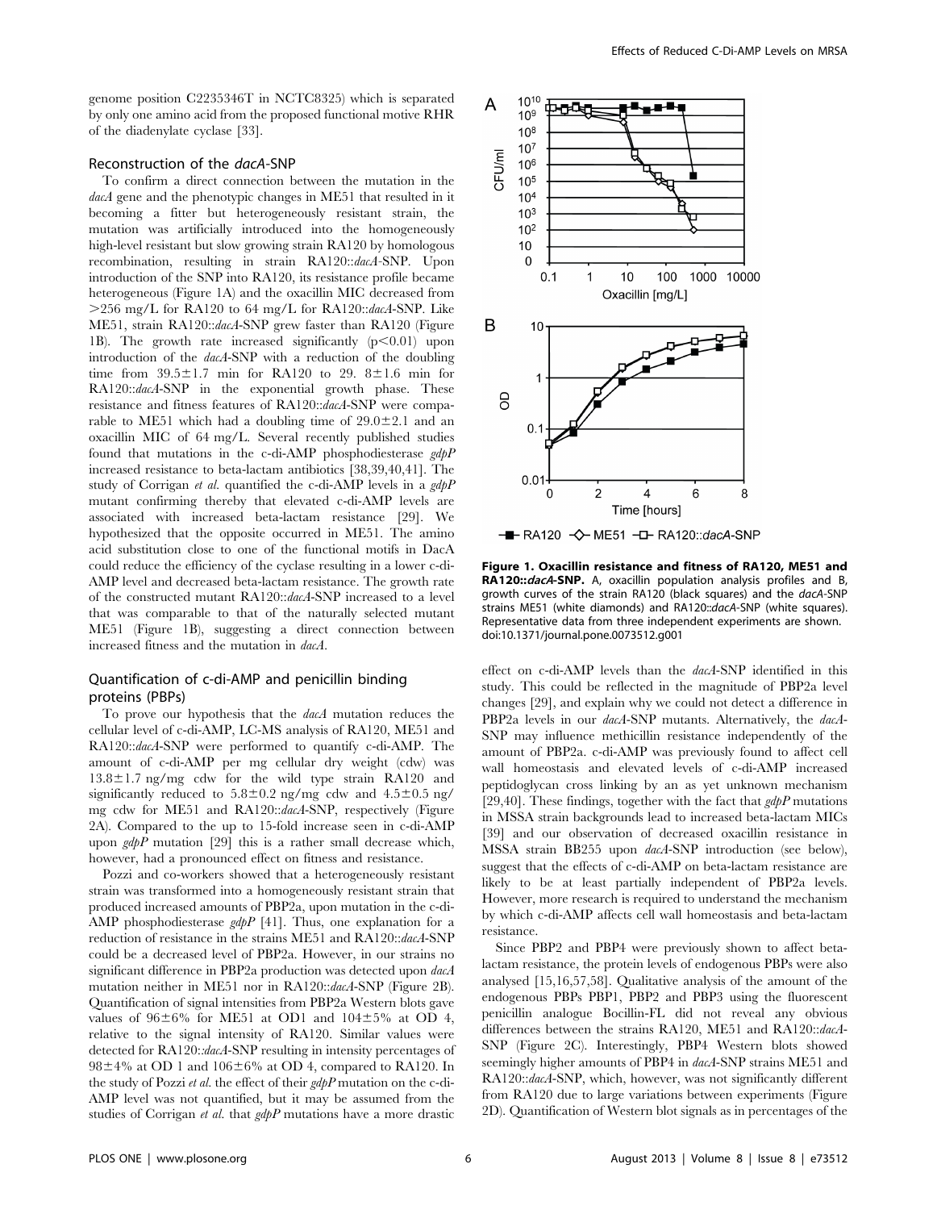genome position C2235346T in NCTC8325) which is separated by only one amino acid from the proposed functional motive RHR of the diadenylate cyclase [33].

### Reconstruction of the *dacA*-SNP

To confirm a direct connection between the mutation in the *dacA* gene and the phenotypic changes in ME51 that resulted in it becoming a fitter but heterogeneously resistant strain, the mutation was artificially introduced into the homogeneously high-level resistant but slow growing strain RA120 by homologous recombination, resulting in strain RA120::*dacA*-SNP. Upon introduction of the SNP into RA120, its resistance profile became heterogeneous (Figure 1A) and the oxacillin MIC decreased from >256 mg/L for RA120 to 64 mg/L for RA120::*dacA*-SNP. Like ME51, strain RA120::*dacA*-SNP grew faster than RA120 (Figure 1B). The growth rate increased significantly ($p<0.01$) upon introduction of the *dacA*-SNP with a reduction of the doubling time from 39.5±1.7 min for RA120 to 29. 8±1.6 min for RA120::*dacA*-SNP in the exponential growth phase. These resistance and fitness features of RA120::*dacA*-SNP were comparable to ME51 which had a doubling time of 29.0±2.1 and an oxacillin MIC of 64 mg/L. Several recently published studies found that mutations in the c-di-AMP phosphodiesterase *gdpP* increased resistance to beta-lactam antibiotics [38,39,40,41]. The study of Corrigan *et al.* quantified the c-di-AMP levels in a *gdpP* mutant confirming thereby that elevated c-di-AMP levels are associated with increased beta-lactam resistance [29]. We hypothesized that the opposite occurred in ME51. The amino acid substitution close to one of the functional motifs in DacA could reduce the efficiency of the cyclase resulting in a lower c-di-AMP level and decreased beta-lactam resistance. The growth rate of the constructed mutant RA120::*dacA*-SNP increased to a level that was comparable to that of the naturally selected mutant ME51 (Figure 1B), suggesting a direct connection between increased fitness and the mutation in *dacA*.

### Quantification of c-di-AMP and penicillin binding proteins (PBPs)

To prove our hypothesis that the *dacA* mutation reduces the cellular level of c-di-AMP, LC-MS analysis of RA120, ME51 and RA120::*dacA*-SNP were performed to quantify c-di-AMP. The amount of c-di-AMP per mg cellular dry weight (cdw) was 13.8±1.7 ng/mg cdw for the wild type strain RA120 and significantly reduced to 5.8±0.2 ng/mg cdw and 4.5±0.5 ng/mg cdw for ME51 and RA120::*dacA*-SNP, respectively (Figure 2A). Compared to the up to 15-fold increase seen in c-di-AMP upon *gdpP* mutation [29] this is a rather small decrease which, however, had a pronounced effect on fitness and resistance.

Pozzi and co-workers showed that a heterogeneously resistant strain was transformed into a homogeneously resistant strain that produced increased amounts of PBP2a, upon mutation in the c-di-AMP phosphodiesterase *gdpP* [41]. Thus, one explanation for a reduction of resistance in the strains ME51 and RA120::*dacA*-SNP could be a decreased level of PBP2a. However, in our strains no significant difference in PBP2a production was detected upon *dacA* mutation neither in ME51 nor in RA120::*dacA*-SNP (Figure 2B). Quantification of signal intensities from PBP2a Western blots gave values of 96±6% for ME51 at OD1 and 104±5% at OD 4, relative to the signal intensity of RA120. Similar values were detected for RA120::*dacA*-SNP resulting in intensity percentages of 98±4% at OD 1 and 106±6% at OD 4, compared to RA120. In the study of Pozzi *et al.* the effect of their *gdpP* mutation on the c-di-AMP level was not quantified, but it may be assumed from the studies of Corrigan *et al.* that *gdpP* mutations have a more drastic effect on c-di-AMP levels than the *dacA*-SNP identified in this study. This could be reflected in the magnitude of PBP2a level changes [29], and explain why we could not detect a difference in PBP2a levels in our *dacA*-SNP mutants. Alternatively, the *dacA*-SNP may influence methicillin resistance independently of the amount of PBP2a. c-di-AMP was previously found to affect cell wall homeostasis and elevated levels of c-di-AMP increased peptidoglycan cross linking by an as yet unknown mechanism [29,40]. These findings, together with the fact that *gdpP* mutations in MSSA strain backgrounds lead to increased beta-lactam MICs [39] and our observation of decreased oxacillin resistance in MSSA strain BB255 upon *dacA*-SNP introduction (see below), suggest that the effects of c-di-AMP on beta-lactam resistance are likely to be at least partially independent of PBP2a levels. However, more research is required to understand the mechanism by which c-di-AMP affects cell wall homeostasis and beta-lactam resistance.

Since PBP2 and PBP4 were previously shown to affect beta-lactam resistance, the protein levels of endogenous PBPs were also analysed [15,16,57,58]. Qualitative analysis of the amount of the endogenous PBPs PBP1, PBP2 and PBP3 using the fluorescent penicillin analogue Bocillin-FL did not reveal any obvious differences between the strains RA120, ME51 and RA120::*dacA*-SNP (Figure 2C). Interestingly, PBP4 Western blots showed seemingly higher amounts of PBP4 in *dacA*-SNP strains ME51 and RA120::*dacA*-SNP, which, however, was not significantly different from RA120 due to large variations between experiments (Figure 2D). Quantification of Western blot signals as in percentages of the

**Figure 1. Oxacillin resistance and fitness of RA120, ME51 and RA120::*dacA*-SNP.** A, oxacillin population analysis profiles and B, growth curves of the strain RA120 (black squares) and the *dacA*-SNP strains ME51 (white diamonds) and RA120::*dacA*-SNP (white squares). Representative data from three independent experiments are shown.
doi:10.1371/journal.pone.0073512.g001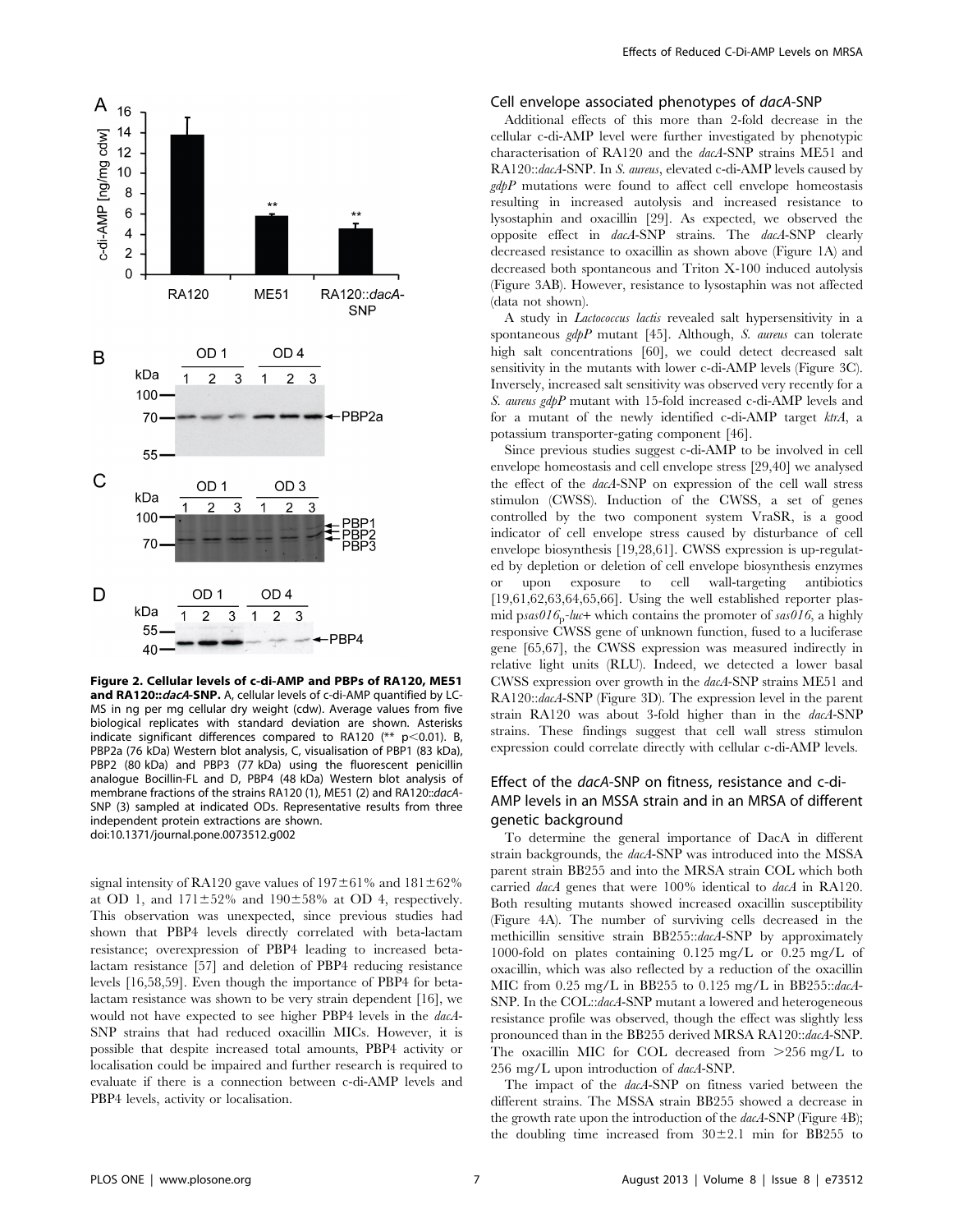**Figure 2. Cellular levels of c-di-AMP and PBPs of RA120, ME51 and RA120::*dacA*-SNP.** A, cellular levels of c-di-AMP quantified by LC-MS in ng per mg cellular dry weight (cdw). Average values from five biological replicates with standard deviation are shown. Asterisks indicate significant differences compared to RA120 (** $p<0.01$). B, PBP2a (76 kDa) Western blot analysis, C, visualisation of PBP1 (83 kDa), PBP2 (80 kDa) and PBP3 (77 kDa) using the fluorescent penicillin analogue Bocillin-FL and D, PBP4 (48 kDa) Western blot analysis of membrane fractions of the strains RA120 (1), ME51 (2) and RA120::*dacA*-SNP (3) sampled at indicated ODs. Representative results from three independent protein extractions are shown.
doi:10.1371/journal.pone.0073512.g002

signal intensity of RA120 gave values of 197±61% and 181±62% at OD 1, and 171±52% and 190±58% at OD 4, respectively. This observation was unexpected, since previous studies had shown that PBP4 levels directly correlated with beta-lactam resistance; overexpression of PBP4 leading to increased beta-lactam resistance [57] and deletion of PBP4 reducing resistance levels [16,58,59]. Even though the importance of PBP4 for beta-lactam resistance was shown to be very strain dependent [16], we would not have expected to see higher PBP4 levels in the *dacA*-SNP strains that had reduced oxacillin MICs. However, it is possible that despite increased total amounts, PBP4 activity or localisation could be impaired and further research is required to evaluate if there is a connection between c-di-AMP levels and PBP4 levels, activity or localisation.

## Cell envelope associated phenotypes of *dacA*-SNP

Additional effects of this more than 2-fold decrease in the cellular c-di-AMP level were further investigated by phenotypic characterisation of RA120 and the *dacA*-SNP strains ME51 and RA120::*dacA*-SNP. In *S. aureus*, elevated c-di-AMP levels caused by *gdpP* mutations were found to affect cell envelope homeostasis resulting in increased autolysis and increased resistance to lysostaphin and oxacillin [29]. As expected, we observed the opposite effect in *dacA*-SNP strains. The *dacA*-SNP clearly decreased resistance to oxacillin as shown above (Figure 1A) and decreased both spontaneous and Triton X-100 induced autolysis (Figure 3AB). However, resistance to lysostaphin was not affected (data not shown).

A study in *Lactococcus lactis* revealed salt hypersensitivity in a spontaneous *gdpP* mutant [45]. Although, *S. aureus* can tolerate high salt concentrations [60], we could detect decreased salt sensitivity in the mutants with lower c-di-AMP levels (Figure 3C). Inversely, increased salt sensitivity was observed very recently for a *S. aureus gdpP* mutant with 15-fold increased c-di-AMP levels and for a mutant of the newly identified c-di-AMP target *ktrA*, a potassium transporter-gating component [46].

Since previous studies suggest c-di-AMP to be involved in cell envelope homeostasis and cell envelope stress [29,40] we analysed the effect of the *dacA*-SNP on expression of the cell wall stress stimulon (CWSS). Induction of the CWSS, a set of genes controlled by the two component system VraSR, is a good indicator of cell envelope stress caused by disturbance of cell envelope biosynthesis [19,28,61]. CWSS expression is up-regulated by depletion or deletion of cell envelope biosynthesis enzymes or upon exposure to cell wall-targeting antibiotics [19,61,62,63,64,65,66]. Using the well established reporter plasmid p*sas016*$_p$-*luc*+ which contains the promoter of *sas016*, a highly responsive CWSS gene of unknown function, fused to a luciferase gene [65,67], the CWSS expression was measured indirectly in relative light units (RLU). Indeed, we detected a lower basal CWSS expression over growth in the *dacA*-SNP strains ME51 and RA120::*dacA*-SNP (Figure 3D). The expression level in the parent strain RA120 was about 3-fold higher than in the *dacA*-SNP strains. These findings suggest that cell wall stress stimulon expression could correlate directly with cellular c-di-AMP levels.

## Effect of the *dacA*-SNP on fitness, resistance and c-di-AMP levels in an MSSA strain and in an MRSA of different genetic background

To determine the general importance of DacA in different strain backgrounds, the *dacA*-SNP was introduced into the MSSA parent strain BB255 and into the MRSA strain COL which both carried *dacA* genes that were 100% identical to *dacA* in RA120. Both resulting mutants showed increased oxacillin susceptibility (Figure 4A). The number of surviving cells decreased in the methicillin sensitive strain BB255::*dacA*-SNP by approximately 1000-fold on plates containing 0.125 mg/L or 0.25 mg/L of oxacillin, which was also reflected by a reduction of the oxacillin MIC from 0.25 mg/L in BB255 to 0.125 mg/L in BB255::*dacA*-SNP. In the COL::*dacA*-SNP mutant a lowered and heterogeneous resistance profile was observed, though the effect was slightly less pronounced than in the BB255 derived MRSA RA120::*dacA*-SNP. The oxacillin MIC for COL decreased from >256 mg/L to 256 mg/L upon introduction of *dacA*-SNP.

The impact of the *dacA*-SNP on fitness varied between the different strains. The MSSA strain BB255 showed a decrease in the growth rate upon the introduction of the *dacA*-SNP (Figure 4B); the doubling time increased from 30±2.1 min for BB255 to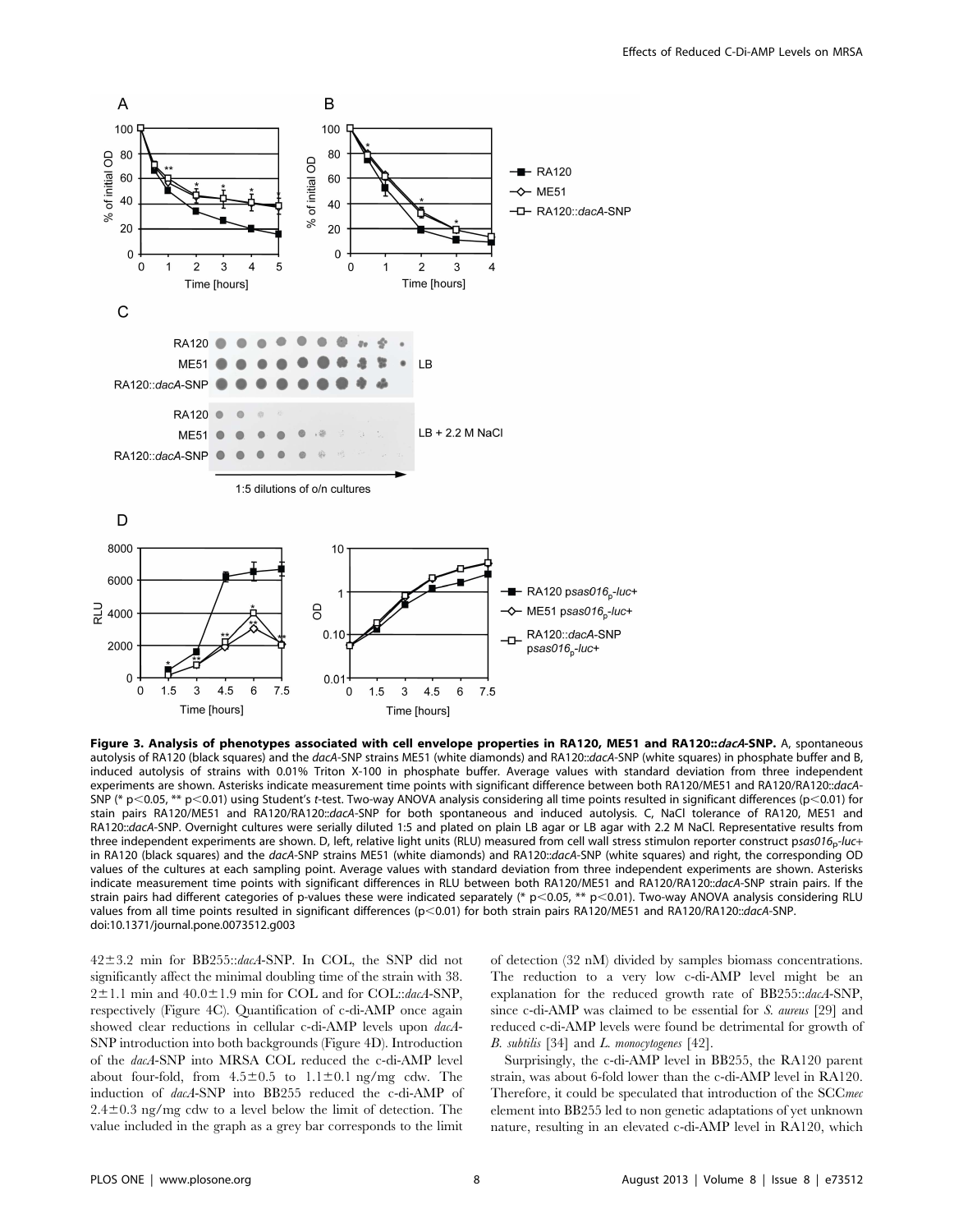**Figure 3. Analysis of phenotypes associated with cell envelope properties in RA120, ME51 and RA120::*dacA*-SNP.** A, spontaneous autolysis of RA120 (black squares) and the *dacA*-SNP strains ME51 (white diamonds) and RA120::*dacA*-SNP (white squares) in phosphate buffer and B, induced autolysis of strains with 0.01% Triton X-100 in phosphate buffer. Average values with standard deviation from three independent experiments are shown. Asterisks indicate measurement time points with significant difference between both RA120/ME51 and RA120/RA120::*dacA*-SNP (* $p<0.05$, ** $p<0.01$) using Student's *t*-test. Two-way ANOVA analysis considering all time points resulted in significant differences ($p<0.01$) for stain pairs RA120/ME51 and RA120/RA120::*dacA*-SNP for both spontaneous and induced autolysis. C, NaCl tolerance of RA120, ME51 and RA120::*dacA*-SNP. Overnight cultures were serially diluted 1:5 and plated on plain LB agar or LB agar with 2.2 M NaCl. Representative results from three independent experiments are shown. D, left, relative light units (RLU) measured from cell wall stress stimulon reporter construct p*sas016*$_p$-*luc*+ in RA120 (black squares) and the *dacA*-SNP strains ME51 (white diamonds) and RA120::*dacA*-SNP (white squares) and right, the corresponding OD values of the cultures at each sampling point. Average values with standard deviation from three independent experiments are shown. Asterisks indicate measurement time points with significant differences in RLU between both RA120/ME51 and RA120/RA120::*dacA*-SNP strain pairs. If the strain pairs had different categories of p-values these were indicated separately (* $p<0.05$, ** $p<0.01$). Two-way ANOVA analysis considering RLU values from all time points resulted in significant differences ($p<0.01$) for both strain pairs RA120/ME51 and RA120/RA120::*dacA*-SNP.
doi:10.1371/journal.pone.0073512.g003

42±3.2 min for BB255::*dacA*-SNP. In COL, the SNP did not significantly affect the minimal doubling time of the strain with 38.2±1.1 min and 40.0±1.9 min for COL and for COL::*dacA*-SNP, respectively (Figure 4C). Quantification of c-di-AMP once again showed clear reductions in cellular c-di-AMP levels upon *dacA*-SNP introduction into both backgrounds (Figure 4D). Introduction of the *dacA*-SNP into MRSA COL reduced the c-di-AMP level about four-fold, from 4.5±0.5 to 1.1±0.1 ng/mg cdw. The induction of *dacA*-SNP into BB255 reduced the c-di-AMP of 2.4±0.3 ng/mg cdw to a level below the limit of detection. The value included in the graph as a grey bar corresponds to the limit of detection (32 nM) divided by samples biomass concentrations. The reduction to a very low c-di-AMP level might be an explanation for the reduced growth rate of BB255::*dacA*-SNP, since c-di-AMP was claimed to be essential for *S. aureus* [29] and reduced c-di-AMP levels were found be detrimental for growth of *B. subtilis* [34] and *L. monocytogenes* [42].

Surprisingly, the c-di-AMP level in BB255, the RA120 parent strain, was about 6-fold lower than the c-di-AMP level in RA120. Therefore, it could be speculated that introduction of the SCC*mec* element into BB255 led to non genetic adaptations of yet unknown nature, resulting in an elevated c-di-AMP level in RA120, which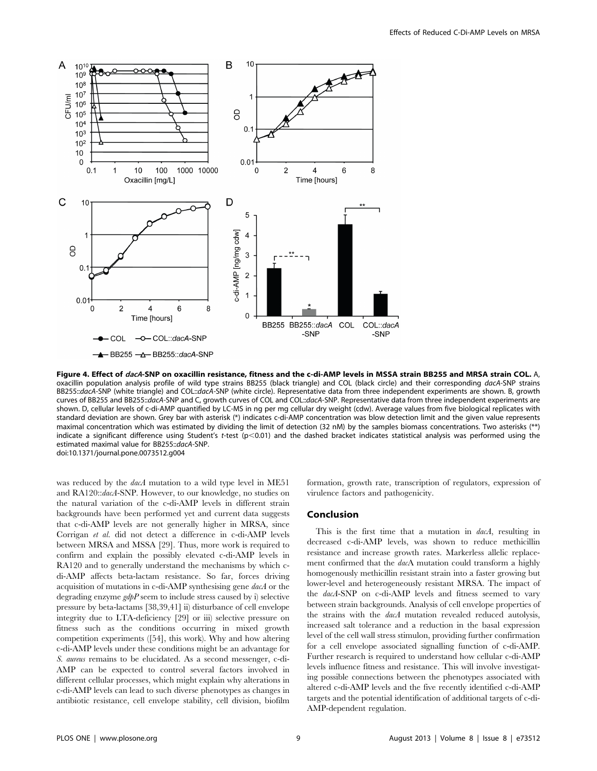**Figure 4. Effect of *dacA*-SNP on oxacillin resistance, fitness and the c-di-AMP levels in MSSA strain BB255 and MRSA strain COL.** A, oxacillin population analysis profile of wild type strains BB255 (black triangle) and COL (black circle) and their corresponding *dacA*-SNP strains BB255::*dacA*-SNP (white triangle) and COL::*dacA*-SNP (white circle). Representative data from three independent experiments are shown. B, growth curves of BB255 and BB255::*dacA*-SNP and C, growth curves of COL and COL::*dacA*-SNP. Representative data from three independent experiments are shown. D, cellular levels of c-di-AMP quantified by LC-MS in ng per mg cellular dry weight (cdw). Average values from five biological replicates with standard deviation are shown. Grey bar with asterisk (*) indicates c-di-AMP concentration was blow detection limit and the given value represents maximal concentration which was estimated by dividing the limit of detection (32 nM) by the samples biomass concentrations. Two asterisks (**) indicate a significant difference using Student's *t*-test ($p<0.01$) and the dashed bracket indicates statistical analysis was performed using the estimated maximal value for BB255::*dacA*-SNP.
doi:10.1371/journal.pone.0073512.g004

was reduced by the *dacA* mutation to a wild type level in ME51 and RA120::*dacA*-SNP. However, to our knowledge, no studies on the natural variation of the c-di-AMP levels in different strain backgrounds have been performed yet and current data suggests that c-di-AMP levels are not generally higher in MRSA, since Corrigan *et al.* did not detect a difference in c-di-AMP levels between MRSA and MSSA [29]. Thus, more work is required to confirm and explain the possibly elevated c-di-AMP levels in RA120 and to generally understand the mechanisms by which c-di-AMP affects beta-lactam resistance. So far, forces driving acquisition of mutations in c-di-AMP synthesising gene *dacA* or the degrading enzyme *gdpP* seem to include stress caused by i) selective pressure by beta-lactams [38,39,41] ii) disturbance of cell envelope integrity due to LTA-deficiency [29] or iii) selective pressure on fitness such as the conditions occurring in mixed growth competition experiments ([54], this work). Why and how altering c-di-AMP levels under these conditions might be an advantage for *S. aureus* remains to be elucidated. As a second messenger, c-di-AMP can be expected to control several factors involved in different cellular processes, which might explain why alterations in c-di-AMP levels can lead to such diverse phenotypes as changes in antibiotic resistance, cell envelope stability, cell division, biofilm formation, growth rate, transcription of regulators, expression of virulence factors and pathogenicity.

## Conclusion

This is the first time that a mutation in *dacA*, resulting in decreased c-di-AMP levels, was shown to reduce methicillin resistance and increase growth rates. Markerless allelic replacement confirmed that the *dac*A mutation could transform a highly homogenously methicillin resistant strain into a faster growing but lower-level and heterogeneously resistant MRSA. The impact of the *dacA*-SNP on c-di-AMP levels and fitness seemed to vary between strain backgrounds. Analysis of cell envelope properties of the strains with the *dacA* mutation revealed reduced autolysis, increased salt tolerance and a reduction in the basal expression level of the cell wall stress stimulon, providing further confirmation for a cell envelope associated signalling function of c-di-AMP. Further research is required to understand how cellular c-di-AMP levels influence fitness and resistance. This will involve investigating possible connections between the phenotypes associated with altered c-di-AMP levels and the five recently identified c-di-AMP targets and the potential identification of additional targets of c-di-AMP-dependent regulation.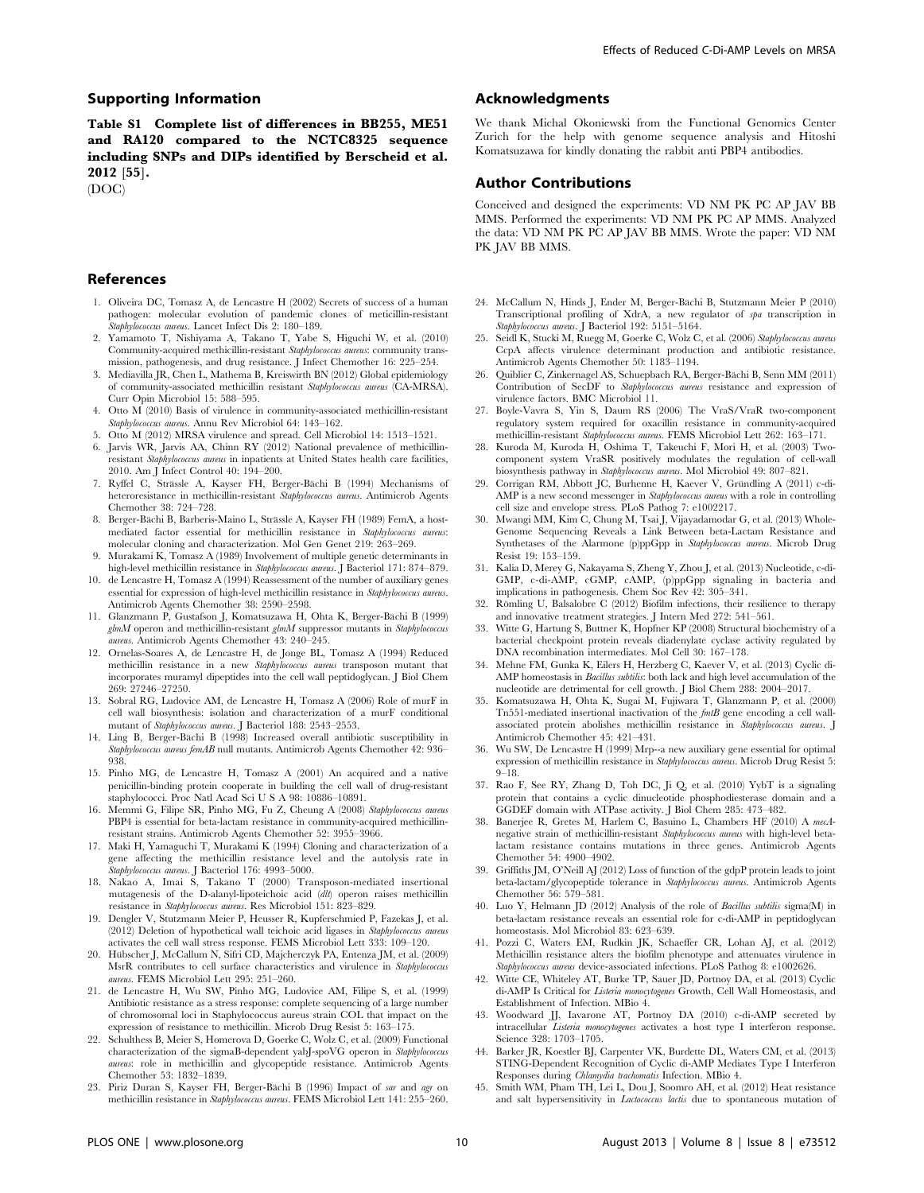## Supporting Information

**Table S1 Complete list of differences in BB255, ME51 and RA120 compared to the NCTC8325 sequence including SNPs and DIPs identified by Berscheid et al. 2012 [55].**
(DOC)

## Acknowledgments

We thank Michal Okoniewski from the Functional Genomics Center Zurich for the help with genome sequence analysis and Hitoshi Komatsuzawa for kindly donating the rabbit anti PBP4 antibodies.

## Author Contributions

Conceived and designed the experiments: VD NM PK PC AP JAV BB MMS. Performed the experiments: VD NM PK PC AP MMS. Analyzed the data: VD NM PK PC AP JAV BB MMS. Wrote the paper: VD NM PK JAV BB MMS.

## References

1. Oliveira DC, Tomasz A, de Lencastre H (2002) Secrets of success of a human pathogen: molecular evolution of pandemic clones of meticillin-resistant *Staphylococcus aureus*. Lancet Infect Dis 2: 180–189.
2. Yamamoto T, Nishiyama A, Takano T, Yabe S, Higuchi W, et al. (2010) Community-acquired methicillin-resistant *Staphylococcus aureus*: community transmission, pathogenesis, and drug resistance. J Infect Chemother 16: 225–254.
3. Mediavilla JR, Chen L, Mathema B, Kreiswirth BN (2012) Global epidemiology of community-associated methicillin resistant *Staphylococcus aureus* (CA-MRSA). Curr Opin Microbiol 15: 588–595.
4. Otto M (2010) Basis of virulence in community-associated methicillin-resistant *Staphylococcus aureus*. Annu Rev Microbiol 64: 143–162.
5. Otto M (2012) MRSA virulence and spread. Cell Microbiol 14: 1513–1521.
6. Jarvis WR, Jarvis AA, Chinn RY (2012) National prevalence of methicillin-resistant *Staphylococcus aureus* in inpatients at United States health care facilities, 2010. Am J Infect Control 40: 194–200.
7. Ryffel C, Strässle A, Kayser FH, Berger-Bächi B (1994) Mechanisms of heteroresistance in methicillin-resistant *Staphylococcus aureus*. Antimicrob Agents Chemother 38: 724–728.
8. Berger-Bächi B, Barberis-Maino L, Strässle A, Kayser FH (1989) FemA, a host-mediated factor essential for methicillin resistance in *Staphylococcus aureus*: molecular cloning and characterization. Mol Gen Genet 219: 263–269.
9. Murakami K, Tomasz A (1989) Involvement of multiple genetic determinants in high-level methicillin resistance in *Staphylococcus aureus*. J Bacteriol 171: 874–879.
10. de Lencastre H, Tomasz A (1994) Reassessment of the number of auxiliary genes essential for expression of high-level methicillin resistance in *Staphylococcus aureus*. Antimicrob Agents Chemother 38: 2590–2598.
11. Glanzmann P, Gustafson J, Komatsuzawa H, Ohta K, Berger-Bächi B (1999) *glmM* operon and methicillin-resistant *glmM* suppressor mutants in *Staphylococcus aureus*. Antimicrob Agents Chemother 43: 240–245.
12. Ornelas-Soares A, de Lencastre H, de Jonge BL, Tomasz A (1994) Reduced methicillin resistance in a new *Staphylococcus aureus* transposon mutant that incorporates muramyl dipeptides into the cell wall peptidoglycan. J Biol Chem 269: 27246–27250.
13. Sobral RG, Ludovice AM, de Lencastre H, Tomasz A (2006) Role of murF in cell wall biosynthesis: isolation and characterization of a murF conditional mutant of *Staphylococcus aureus*. J Bacteriol 188: 2543–2553.
14. Ling B, Berger-Bächi B (1998) Increased overall antibiotic susceptibility in *Staphylococcus aureus femAB* null mutants. Antimicrob Agents Chemother 42: 936–938.
15. Pinho MG, de Lencastre H, Tomasz A (2001) An acquired and a native penicillin-binding protein cooperate in building the cell wall of drug-resistant staphylococci. Proc Natl Acad Sci U S A 98: 10886–10891.
16. Memmi G, Filipe SR, Pinho MG, Fu Z, Cheung A (2008) *Staphylococcus aureus* PBP4 is essential for beta-lactam resistance in community-acquired methicillin-resistant strains. Antimicrob Agents Chemother 52: 3955–3966.
17. Maki H, Yamaguchi T, Murakami K (1994) Cloning and characterization of a gene affecting the methicillin resistance level and the autolysis rate in *Staphylococcus aureus*. J Bacteriol 176: 4993–5000.
18. Nakao A, Imai S, Takano T (2000) Transposon-mediated insertional mutagenesis of the D-alanyl-lipoteichoic acid (*dlt*) operon raises methicillin resistance in *Staphylococcus aureus*. Res Microbiol 151: 823–829.
19. Dengler V, Stutzmann Meier P, Heusser R, Kupferschmied P, Fazekas J, et al. (2012) Deletion of hypothetical wall teichoic acid ligases in *Staphylococcus aureus* activates the cell wall stress response. FEMS Microbiol Lett 333: 109–120.
20. Hübscher J, McCallum N, Sifri CD, Majcherczyk PA, Entenza JM, et al. (2009) MsrR contributes to cell surface characteristics and virulence in *Staphylococcus aureus*. FEMS Microbiol Lett 295: 251–260.
21. de Lencastre H, Wu SW, Pinho MG, Ludovice AM, Filipe S, et al. (1999) Antibiotic resistance as a stress response: complete sequencing of a large number of chromosomal loci in Staphylococcus aureus strain COL that impact on the expression of resistance to methicillin. Microb Drug Resist 5: 163–175.
22. Schulthess B, Meier S, Homerova D, Goerke C, Wolz C, et al. (2009) Functional characterization of the sigmaB-dependent yabJ-spoVG operon in *Staphylococcus aureus*: role in methicillin and glycopeptide resistance. Antimicrob Agents Chemother 53: 1832–1839.
23. Piriz Duran S, Kayser FH, Berger-Bächi B (1996) Impact of *sar* and *agr* on methicillin resistance in *Staphylococcus aureus*. FEMS Microbiol Lett 141: 255–260.
24. McCallum N, Hinds J, Ender M, Berger-Bächi B, Stutzmann Meier P (2010) Transcriptional profiling of XdrA, a new regulator of *spa* transcription in *Staphylococcus aureus*. J Bacteriol 192: 5151–5164.
25. Seidl K, Stucki M, Ruegg M, Goerke C, Wolz C, et al. (2006) *Staphylococcus aureus* CcpA affects virulence determinant production and antibiotic resistance. Antimicrob Agents Chemother 50: 1183–1194.
26. Quiblier C, Zinkernagel AS, Schuepbach RA, Berger-Bächi B, Senn MM (2011) Contribution of SecDF to *Staphylococcus aureus* resistance and expression of virulence factors. BMC Microbiol 11.
27. Boyle-Vavra S, Yin S, Daum RS (2006) The VraS/VraR two-component regulatory system required for oxacillin resistance in community-acquired methicillin-resistant *Staphylococcus aureus*. FEMS Microbiol Lett 262: 163–171.
28. Kuroda M, Kuroda H, Oshima T, Takeuchi F, Mori H, et al. (2003) Two-component system VraSR positively modulates the regulation of cell-wall biosynthesis pathway in *Staphylococcus aureus*. Mol Microbiol 49: 807–821.
29. Corrigan RM, Abbott JC, Burhenne H, Kaever V, Gründling A (2011) c-di-AMP is a new second messenger in *Staphylococcus aureus* with a role in controlling cell size and envelope stress. PLoS Pathog 7: e1002217.
30. Mwangi MM, Kim C, Chung M, Tsai J, Vijayadamodar G, et al. (2013) Whole-Genome Sequencing Reveals a Link Between beta-Lactam Resistance and Synthetases of the Alarmone (p)ppGpp in *Staphylococcus aureus*. Microb Drug Resist 19: 153–159.
31. Kalia D, Merey G, Nakayama S, Zheng Y, Zhou J, et al. (2013) Nucleotide, c-di-GMP, c-di-AMP, cGMP, cAMP, (p)ppGpp signaling in bacteria and implications in pathogenesis. Chem Soc Rev 42: 305–341.
32. Römling U, Balsalobre C (2012) Biofilm infections, their resilience to therapy and innovative treatment strategies. J Intern Med 272: 541–561.
33. Witte G, Hartung S, Buttner K, Hopfner KP (2008) Structural biochemistry of a bacterial checkpoint protein reveals diadenylate cyclase activity regulated by DNA recombination intermediates. Mol Cell 30: 167–178.
34. Mehne FM, Gunka K, Eilers H, Herzberg C, Kaever V, et al. (2013) Cyclic di-AMP homeostasis in *Bacillus subtilis*: both lack and high level accumulation of the nucleotide are detrimental for cell growth. J Biol Chem 288: 2004–2017.
35. Komatsuzawa H, Ohta K, Sugai M, Fujiwara T, Glanzmann P, et al. (2000) Tn551-mediated insertional inactivation of the *fmtB* gene encoding a cell wall-associated protein abolishes methicillin resistance in *Staphylococcus aureus*. J Antimicrob Chemother 45: 421–431.
36. Wu SW, De Lencastre H (1999) Mrp--a new auxiliary gene essential for optimal expression of methicillin resistance in *Staphylococcus aureus*. Microb Drug Resist 5: 9–18.
37. Rao F, See RY, Zhang D, Toh DC, Ji Q, et al. (2010) YybT is a signaling protein that contains a cyclic dinucleotide phosphodiesterase domain and a GGDEF domain with ATPase activity. J Biol Chem 285: 473–482.
38. Banerjee R, Gretes M, Harlem C, Basuino L, Chambers HF (2010) A *mecA*-negative strain of methicillin-resistant *Staphylococcus aureus* with high-level beta-lactam resistance contains mutations in three genes. Antimicrob Agents Chemother 54: 4900–4902.
39. Griffiths JM, O'Neill AJ (2012) Loss of function of the gdpP protein leads to joint beta-lactam/glycopeptide tolerance in *Staphylococcus aureus*. Antimicrob Agents Chemother 56: 579–581.
40. Luo Y, Helmann JD (2012) Analysis of the role of *Bacillus subtilis* sigma(M) in beta-lactam resistance reveals an essential role for c-di-AMP in peptidoglycan homeostasis. Mol Microbiol 83: 623–639.
41. Pozzi C, Waters EM, Rudkin JK, Schaeffer CR, Lohan AJ, et al. (2012) Methicillin resistance alters the biofilm phenotype and attenuates virulence in *Staphylococcus aureus* device-associated infections. PLoS Pathog 8: e1002626.
42. Witte CE, Whiteley AT, Burke TP, Sauer JD, Portnoy DA, et al. (2013) Cyclic di-AMP Is Critical for *Listeria monocytogenes* Growth, Cell Wall Homeostasis, and Establishment of Infection. MBio 4.
43. Woodward JJ, Iavarone AT, Portnoy DA (2010) c-di-AMP secreted by intracellular *Listeria monocytogenes* activates a host type I interferon response. Science 328: 1703–1705.
44. Barker JR, Koestler BJ, Carpenter VK, Burdette DL, Waters CM, et al. (2013) STING-Dependent Recognition of Cyclic di-AMP Mediates Type I Interferon Responses during *Chlamydia trachomatis* Infection. MBio 4.
45. Smith WM, Pham TH, Lei L, Dou J, Soomro AH, et al. (2012) Heat resistance and salt hypersensitivity in *Lactococcus lactis* due to spontaneous mutation of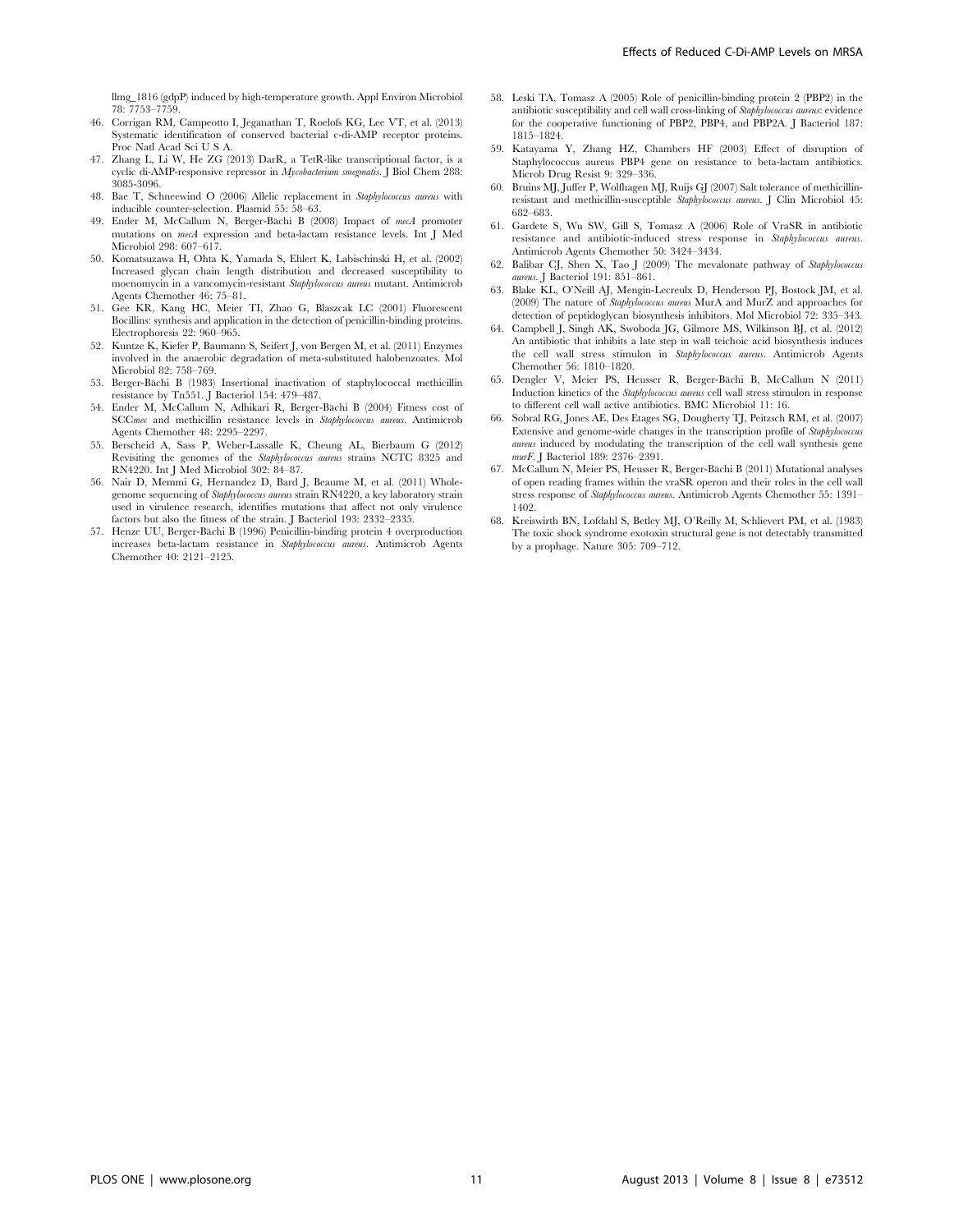llmg_1816 (gdpP) induced by high-temperature growth. Appl Environ Microbiol 78: 7753–7759.

46. Corrigan RM, Campeotto I, Jeganathan T, Roelofs KG, Lee VT, et al. (2013) Systematic identification of conserved bacterial c-di-AMP receptor proteins. Proc Natl Acad Sci U S A.
47. Zhang L, Li W, He ZG (2013) DarR, a TetR-like transcriptional factor, is a cyclic di-AMP-responsive repressor in *Mycobacterium smegmatis*. J Biol Chem 288: 3085-3096.
48. Bae T, Schneewind O (2006) Allelic replacement in *Staphylococcus aureus* with inducible counter-selection. Plasmid 55: 58–63.
49. Ender M, McCallum N, Berger-Bächi B (2008) Impact of *mecA* promoter mutations on *mecA* expression and beta-lactam resistance levels. Int J Med Microbiol 298: 607–617.
50. Komatsuzawa H, Ohta K, Yamada S, Ehlert K, Labischinski H, et al. (2002) Increased glycan chain length distribution and decreased susceptibility to moenomycin in a vancomycin-resistant *Staphylococcus aureus* mutant. Antimicrob Agents Chemother 46: 75–81.
51. Gee KR, Kang HC, Meier TI, Zhao G, Blaszcak LC (2001) Fluorescent Bocillins: synthesis and application in the detection of penicillin-binding proteins. Electrophoresis 22: 960–965.
52. Kuntze K, Kiefer P, Baumann S, Seifert J, von Bergen M, et al. (2011) Enzymes involved in the anaerobic degradation of meta-substituted halobenzoates. Mol Microbiol 82: 758–769.
53. Berger-Bächi B (1983) Insertional inactivation of staphylococcal methicillin resistance by Tn551. J Bacteriol 154: 479–487.
54. Ender M, McCallum N, Adhikari R, Berger-Bächi B (2004) Fitness cost of SCC*mec* and methicillin resistance levels in *Staphylococcus aureus*. Antimicrob Agents Chemother 48: 2295–2297.
55. Berscheid A, Sass P, Weber-Lassalle K, Cheung AL, Bierbaum G (2012) Revisiting the genomes of the *Staphylococcus aureus* strains NCTC 8325 and RN4220. Int J Med Microbiol 302: 84–87.
56. Nair D, Memmi G, Hernandez D, Bard J, Beaume M, et al. (2011) Whole-genome sequencing of *Staphylococcus aureus* strain RN4220, a key laboratory strain used in virulence research, identifies mutations that affect not only virulence factors but also the fitness of the strain. J Bacteriol 193: 2332–2335.
57. Henze UU, Berger-Bächi B (1996) Penicillin-binding protein 4 overproduction increases beta-lactam resistance in *Staphylococcus aureus*. Antimicrob Agents Chemother 40: 2121–2125.
58. Leski TA, Tomasz A (2005) Role of penicillin-binding protein 2 (PBP2) in the antibiotic susceptibility and cell wall cross-linking of *Staphylococcus aureus*: evidence for the cooperative functioning of PBP2, PBP4, and PBP2A. J Bacteriol 187: 1815–1824.
59. Katayama Y, Zhang HZ, Chambers HF (2003) Effect of disruption of Staphylococcus aureus PBP4 gene on resistance to beta-lactam antibiotics. Microb Drug Resist 9: 329–336.
60. Bruins MJ, Juffer P, Wolfhagen MJ, Ruijs GJ (2007) Salt tolerance of methicillin-resistant and methicillin-susceptible *Staphylococcus aureus*. J Clin Microbiol 45: 682–683.
61. Gardete S, Wu SW, Gill S, Tomasz A (2006) Role of VraSR in antibiotic resistance and antibiotic-induced stress response in *Staphylococcus aureus*. Antimicrob Agents Chemother 50: 3424–3434.
62. Balibar CJ, Shen X, Tao J (2009) The mevalonate pathway of *Staphylococcus aureus*. J Bacteriol 191: 851–861.
63. Blake KL, O'Neill AJ, Mengin-Lecreulx D, Henderson PJ, Bostock JM, et al. (2009) The nature of *Staphylococcus aureus* MurA and MurZ and approaches for detection of peptidoglycan biosynthesis inhibitors. Mol Microbiol 72: 335–343.
64. Campbell J, Singh AK, Swoboda JG, Gilmore MS, Wilkinson BJ, et al. (2012) An antibiotic that inhibits a late step in wall teichoic acid biosynthesis induces the cell wall stress stimulon in *Staphylococcus aureus*. Antimicrob Agents Chemother 56: 1810–1820.
65. Dengler V, Meier PS, Heusser R, Berger-Bächi B, McCallum N (2011) Induction kinetics of the *Staphylococcus aureus* cell wall stress stimulon in response to different cell wall active antibiotics. BMC Microbiol 11: 16.
66. Sobral RG, Jones AE, Des Etages SG, Dougherty TJ, Peitzsch RM, et al. (2007) Extensive and genome-wide changes in the transcription profile of *Staphylococcus aureus* induced by modulating the transcription of the cell wall synthesis gene *murF*. J Bacteriol 189: 2376–2391.
67. McCallum N, Meier PS, Heusser R, Berger-Bächi B (2011) Mutational analyses of open reading frames within the vraSR operon and their roles in the cell wall stress response of *Staphylococcus aureus*. Antimicrob Agents Chemother 55: 1391–1402.
68. Kreiswirth BN, Lofdahl S, Betley MJ, O'Reilly M, Schlievert PM, et al. (1983) The toxic shock syndrome exotoxin structural gene is not detectably transmitted by a prophage. Nature 305: 709–712.